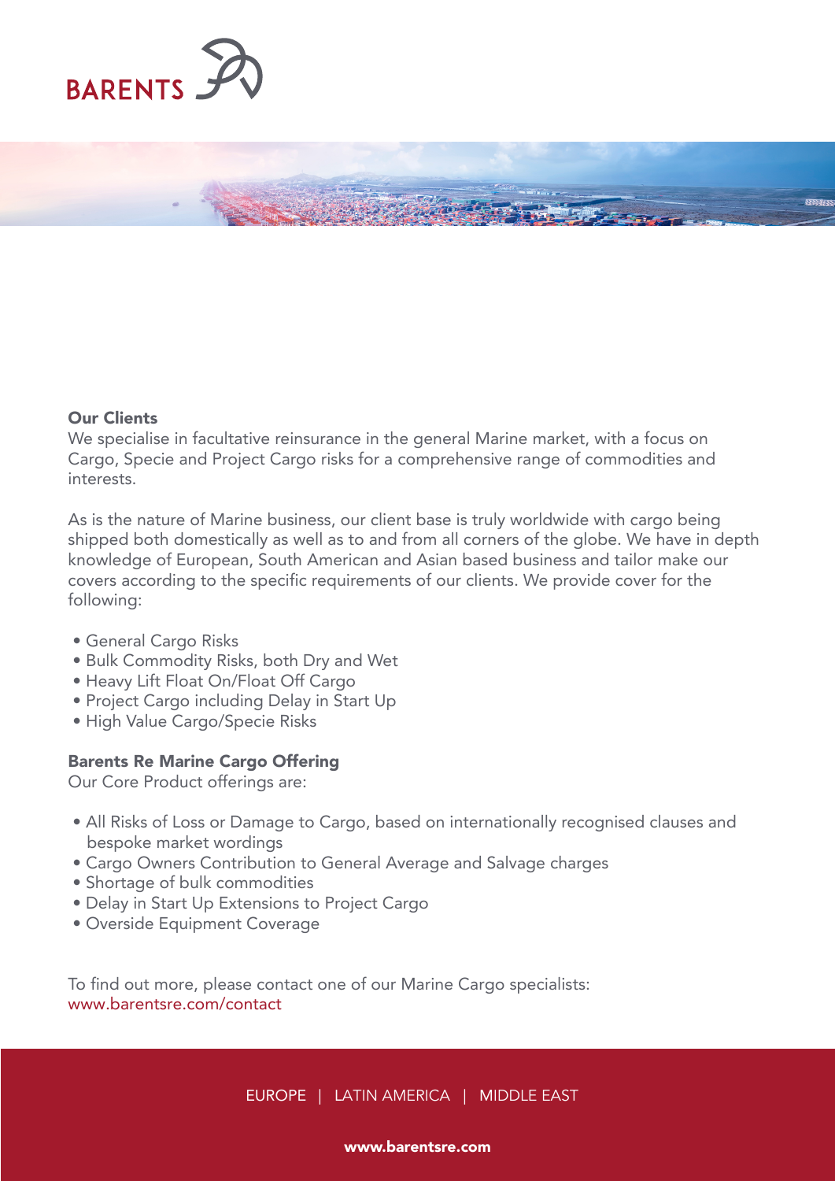BARENTS

## Our Clients

We specialise in facultative reinsurance in the general Marine market, with a focus on Cargo, Specie and Project Cargo risks for a comprehensive range of commodities and interests.

As is the nature of Marine business, our client base is truly worldwide with cargo being shipped both domestically as well as to and from all corners of the globe. We have in depth knowledge of European, South American and Asian based business and tailor make our covers according to the specific requirements of our clients. We provide cover for the following:

- General Cargo Risks
- Bulk Commodity Risks, both Dry and Wet
- Heavy Lift Float On/Float Off Cargo
- Project Cargo including Delay in Start Up
- High Value Cargo/Specie Risks

## Barents Re Marine Cargo Offering

Our Core Product offerings are:

- All Risks of Loss or Damage to Cargo, based on internationally recognised clauses and bespoke market wordings
- Cargo Owners Contribution to General Average and Salvage charges
- Shortage of bulk commodities
- Delay in Start Up Extensions to Project Cargo
- Overside Equipment Coverage

To find out more, please contact one of our Marine Cargo specialists:
www.barentsre.com/contact

EUROPE | LATIN AMERICA | MIDDLE EAST

**www.barentsre.com**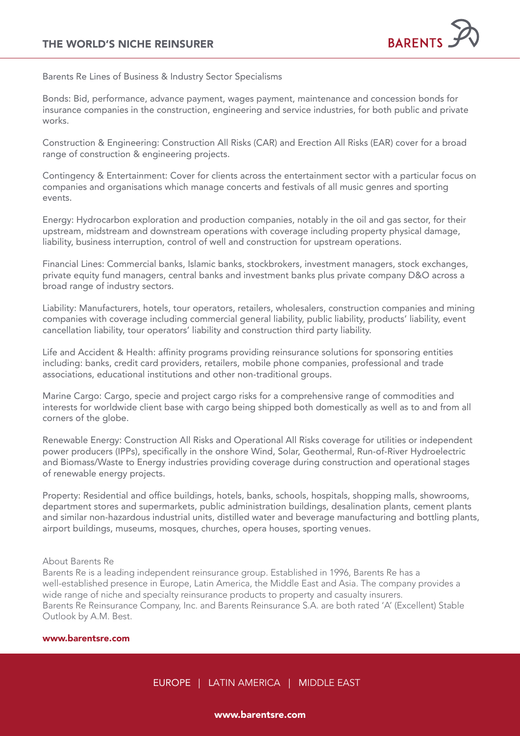Barents Re Lines of Business & Industry Sector Specialisms

Bonds: Bid, performance, advance payment, wages payment, maintenance and concession bonds for insurance companies in the construction, engineering and service industries, for both public and private works.

Construction & Engineering: Construction All Risks (CAR) and Erection All Risks (EAR) cover for a broad range of construction & engineering projects.

Contingency & Entertainment: Cover for clients across the entertainment sector with a particular focus on companies and organisations which manage concerts and festivals of all music genres and sporting events.

Energy: Hydrocarbon exploration and production companies, notably in the oil and gas sector, for their upstream, midstream and downstream operations with coverage including property physical damage, liability, business interruption, control of well and construction for upstream operations.

Financial Lines: Commercial banks, Islamic banks, stockbrokers, investment managers, stock exchanges, private equity fund managers, central banks and investment banks plus private company D&O across a broad range of industry sectors.

Liability: Manufacturers, hotels, tour operators, retailers, wholesalers, construction companies and mining companies with coverage including commercial general liability, public liability, products' liability, event cancellation liability, tour operators' liability and construction third party liability.

Life and Accident & Health: affinity programs providing reinsurance solutions for sponsoring entities including: banks, credit card providers, retailers, mobile phone companies, professional and trade associations, educational institutions and other non-traditional groups.

Marine Cargo: Cargo, specie and project cargo risks for a comprehensive range of commodities and interests for worldwide client base with cargo being shipped both domestically as well as to and from all corners of the globe.

Renewable Energy: Construction All Risks and Operational All Risks coverage for utilities or independent power producers (IPPs), specifically in the onshore Wind, Solar, Geothermal, Run-of-River Hydroelectric and Biomass/Waste to Energy industries providing coverage during construction and operational stages of renewable energy projects.

Property: Residential and office buildings, hotels, banks, schools, hospitals, shopping malls, showrooms, department stores and supermarkets, public administration buildings, desalination plants, cement plants and similar non-hazardous industrial units, distilled water and beverage manufacturing and bottling plants, airport buildings, museums, mosques, churches, opera houses, sporting venues.

About Barents Re

Barents Re is a leading independent reinsurance group. Established in 1996, Barents Re has a well-established presence in Europe, Latin America, the Middle East and Asia. The company provides a wide range of niche and specialty reinsurance products to property and casualty insurers.
Barents Re Reinsurance Company, Inc. and Barents Reinsurance S.A. are both rated 'A' (Excellent) Stable Outlook by A.M. Best.

**www.barentsre.com**

EUROPE | LATIN AMERICA | MIDDLE EAST

**www.barentsre.com**